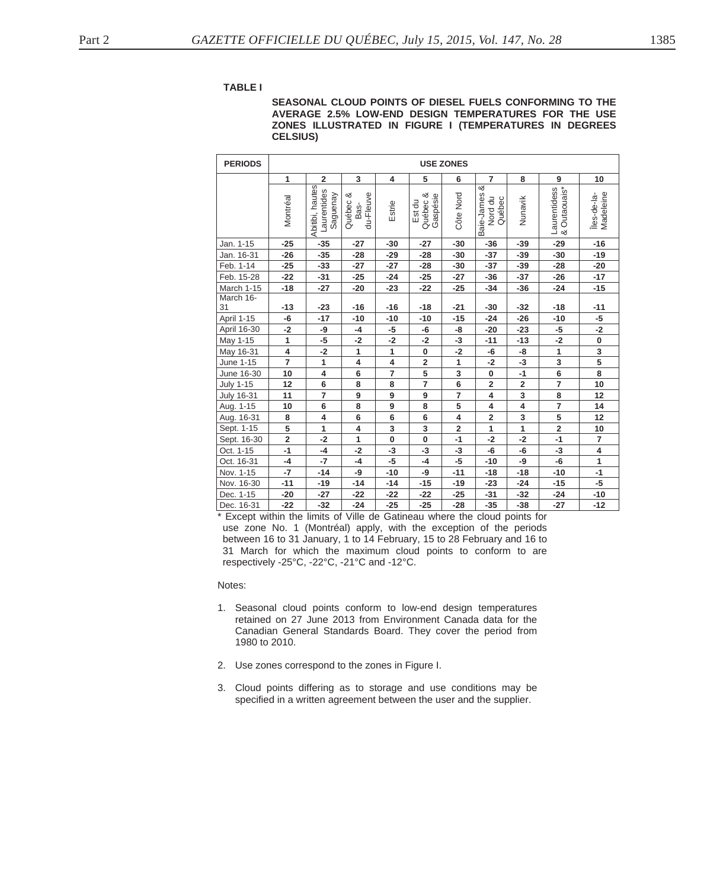**TABLE I**

**SEASONAL CLOUD POINTS OF DIESEL FUELS CONFORMING TO THE AVERAGE 2.5% LOW-END DESIGN TEMPERATURES FOR THE USE ZONES ILLUSTRATED IN FIGURE I (TEMPERATURES IN DEGREES CELSIUS)**

| PERIODS | USE ZONES | | | | | | | | | |
|---|---|---|---|---|---|---|---|---|---|---|
| | 1 | 2 | 3 | 4 | 5 | 6 | 7 | 8 | 9 | 10 |
| | Montréal | Abitibi, hautes Laurentides Saguenay | Québec & Bas-du-Fleuve | Estrie | Est du Québec & Gaspésie | Côte Nord | Baie-James & Nord du Québec | Nunavik | Laurentidess & Outaouais* | Îles-de-la-Madeleine |
| Jan. 1-15 | **-25** | **-35** | **-27** | **-30** | **-27** | **-30** | **-36** | **-39** | **-29** | **-16** |
| Jan. 16-31 | **-26** | **-35** | **-28** | **-29** | **-28** | **-30** | **-37** | **-39** | **-30** | **-19** |
| Feb. 1-14 | **-25** | **-33** | **-27** | **-27** | **-28** | **-30** | **-37** | **-39** | **-28** | **-20** |
| Feb. 15-28 | **-22** | **-31** | **-25** | **-24** | **-25** | **-27** | **-36** | **-37** | **-26** | **-17** |
| March 1-15 | **-18** | **-27** | **-20** | **-23** | **-22** | **-25** | **-34** | **-36** | **-24** | **-15** |
| March 16-31 | **-13** | **-23** | **-16** | **-16** | **-18** | **-21** | **-30** | **-32** | **-18** | **-11** |
| April 1-15 | **-6** | **-17** | **-10** | **-10** | **-10** | **-15** | **-24** | **-26** | **-10** | **-5** |
| April 16-30 | **-2** | **-9** | **-4** | **-5** | **-6** | **-8** | **-20** | **-23** | **-5** | **-2** |
| May 1-15 | **1** | **-5** | **-2** | **-2** | **-2** | **-3** | **-11** | **-13** | **-2** | **0** |
| May 16-31 | **4** | **-2** | **1** | **1** | **0** | **-2** | **-6** | **-8** | **1** | **3** |
| June 1-15 | **7** | **1** | **4** | **4** | **2** | **1** | **-2** | **-3** | **3** | **5** |
| June 16-30 | **10** | **4** | **6** | **7** | **5** | **3** | **0** | **-1** | **6** | **8** |
| July 1-15 | **12** | **6** | **8** | **8** | **7** | **6** | **2** | **2** | **7** | **10** |
| July 16-31 | **11** | **7** | **9** | **9** | **9** | **7** | **4** | **3** | **8** | **12** |
| Aug. 1-15 | **10** | **6** | **8** | **9** | **8** | **5** | **4** | **4** | **7** | **14** |
| Aug. 16-31 | **8** | **4** | **6** | **6** | **6** | **4** | **2** | **3** | **5** | **12** |
| Sept. 1-15 | **5** | **1** | **4** | **3** | **3** | **2** | **1** | **1** | **2** | **10** |
| Sept. 16-30 | **2** | **-2** | **1** | **0** | **0** | **-1** | **-2** | **-2** | **-1** | **7** |
| Oct. 1-15 | **-1** | **-4** | **-2** | **-3** | **-3** | **-3** | **-6** | **-6** | **-3** | **4** |
| Oct. 16-31 | **-4** | **-7** | **-4** | **-5** | **-4** | **-5** | **-10** | **-9** | **-6** | **1** |
| Nov. 1-15 | **-7** | **-14** | **-9** | **-10** | **-9** | **-11** | **-18** | **-18** | **-10** | **-1** |
| Nov. 16-30 | **-11** | **-19** | **-14** | **-14** | **-15** | **-19** | **-23** | **-24** | **-15** | **-5** |
| Dec. 1-15 | **-20** | **-27** | **-22** | **-22** | **-22** | **-25** | **-31** | **-32** | **-24** | **-10** |
| Dec. 16-31 | **-22** | **-32** | **-24** | **-25** | **-25** | **-28** | **-35** | **-38** | **-27** | **-12** |

\* Except within the limits of Ville de Gatineau where the cloud points for use zone No. 1 (Montréal) apply, with the exception of the periods between 16 to 31 January, 1 to 14 February, 15 to 28 February and 16 to 31 March for which the maximum cloud points to conform to are respectively -25°C, -22°C, -21°C and -12°C.

Notes:

1. Seasonal cloud points conform to low-end design temperatures retained on 27 June 2013 from Environment Canada data for the Canadian General Standards Board. They cover the period from 1980 to 2010.

2. Use zones correspond to the zones in Figure I.

3. Cloud points differing as to storage and use conditions may be specified in a written agreement between the user and the supplier.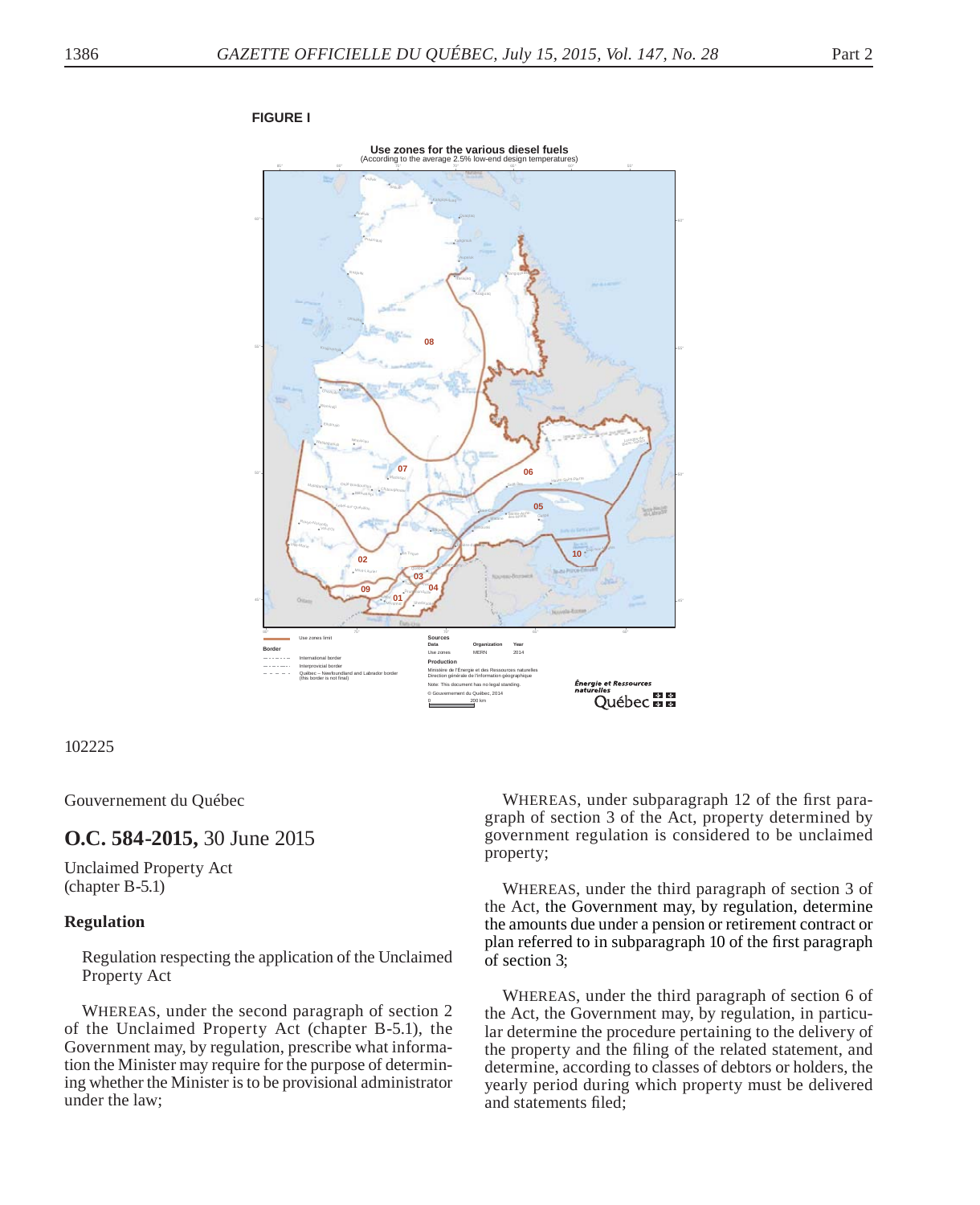**FIGURE I**

Use zones for the various diesel fuels
(According to the average 2.5% low-end design temperatures)

08
07
06
05
02
03
04
09
01
10

Use zones limit

Border

International border

Interprovincial border

Québec – Newfoundland and Labrador border (this border is not final)

Sources

Data | Organization | Year

Use zones | MERN | 2014

Production

Ministère de l'Énergie et des Ressources naturelles
Direction générale de l'information géographique

Note: This document has no legal standing.

© Gouvernement du Québec, 2014

0 200 km

Énergie et Ressources naturelles
Québec

102225

Gouvernement du Québec

## O.C. 584-2015, 30 June 2015

Unclaimed Property Act
(chapter B-5.1)

### Regulation

Regulation respecting the application of the Unclaimed Property Act

WHEREAS, under the second paragraph of section 2 of the Unclaimed Property Act (chapter B-5.1), the Government may, by regulation, prescribe what information the Minister may require for the purpose of determining whether the Minister is to be provisional administrator under the law;

WHEREAS, under subparagraph 12 of the first paragraph of section 3 of the Act, property determined by government regulation is considered to be unclaimed property;

WHEREAS, under the third paragraph of section 3 of the Act, the Government may, by regulation, determine the amounts due under a pension or retirement contract or plan referred to in subparagraph 10 of the first paragraph of section 3;

WHEREAS, under the third paragraph of section 6 of the Act, the Government may, by regulation, in particular determine the procedure pertaining to the delivery of the property and the filing of the related statement, and determine, according to classes of debtors or holders, the yearly period during which property must be delivered and statements filed;